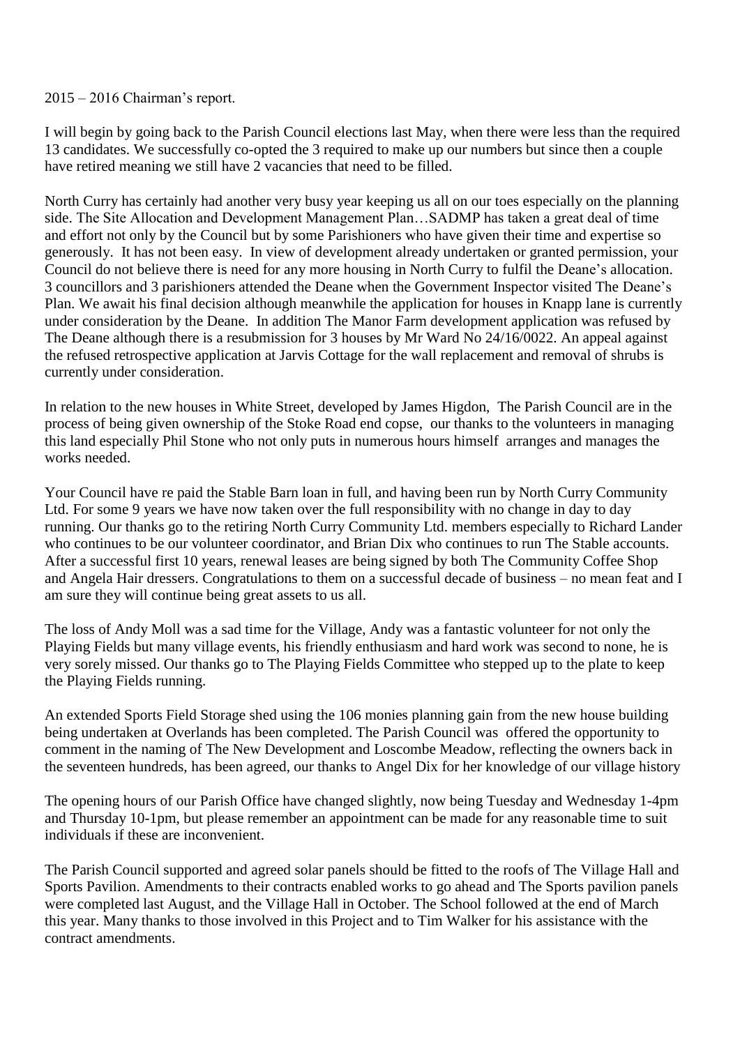2015 – 2016 Chairman's report.

I will begin by going back to the Parish Council elections last May, when there were less than the required 13 candidates. We successfully co-opted the 3 required to make up our numbers but since then a couple have retired meaning we still have 2 vacancies that need to be filled.

North Curry has certainly had another very busy year keeping us all on our toes especially on the planning side. The Site Allocation and Development Management Plan…SADMP has taken a great deal of time and effort not only by the Council but by some Parishioners who have given their time and expertise so generously. It has not been easy. In view of development already undertaken or granted permission, your Council do not believe there is need for any more housing in North Curry to fulfil the Deane's allocation. 3 councillors and 3 parishioners attended the Deane when the Government Inspector visited The Deane's Plan. We await his final decision although meanwhile the application for houses in Knapp lane is currently under consideration by the Deane. In addition The Manor Farm development application was refused by The Deane although there is a resubmission for 3 houses by Mr Ward No 24/16/0022. An appeal against the refused retrospective application at Jarvis Cottage for the wall replacement and removal of shrubs is currently under consideration.

In relation to the new houses in White Street, developed by James Higdon, The Parish Council are in the process of being given ownership of the Stoke Road end copse, our thanks to the volunteers in managing this land especially Phil Stone who not only puts in numerous hours himself arranges and manages the works needed.

Your Council have re paid the Stable Barn loan in full, and having been run by North Curry Community Ltd. For some 9 years we have now taken over the full responsibility with no change in day to day running. Our thanks go to the retiring North Curry Community Ltd. members especially to Richard Lander who continues to be our volunteer coordinator, and Brian Dix who continues to run The Stable accounts. After a successful first 10 years, renewal leases are being signed by both The Community Coffee Shop and Angela Hair dressers. Congratulations to them on a successful decade of business – no mean feat and I am sure they will continue being great assets to us all.

The loss of Andy Moll was a sad time for the Village, Andy was a fantastic volunteer for not only the Playing Fields but many village events, his friendly enthusiasm and hard work was second to none, he is very sorely missed. Our thanks go to The Playing Fields Committee who stepped up to the plate to keep the Playing Fields running.

An extended Sports Field Storage shed using the 106 monies planning gain from the new house building being undertaken at Overlands has been completed. The Parish Council was offered the opportunity to comment in the naming of The New Development and Loscombe Meadow, reflecting the owners back in the seventeen hundreds, has been agreed, our thanks to Angel Dix for her knowledge of our village history

The opening hours of our Parish Office have changed slightly, now being Tuesday and Wednesday 1-4pm and Thursday 10-1pm, but please remember an appointment can be made for any reasonable time to suit individuals if these are inconvenient.

The Parish Council supported and agreed solar panels should be fitted to the roofs of The Village Hall and Sports Pavilion. Amendments to their contracts enabled works to go ahead and The Sports pavilion panels were completed last August, and the Village Hall in October. The School followed at the end of March this year. Many thanks to those involved in this Project and to Tim Walker for his assistance with the contract amendments.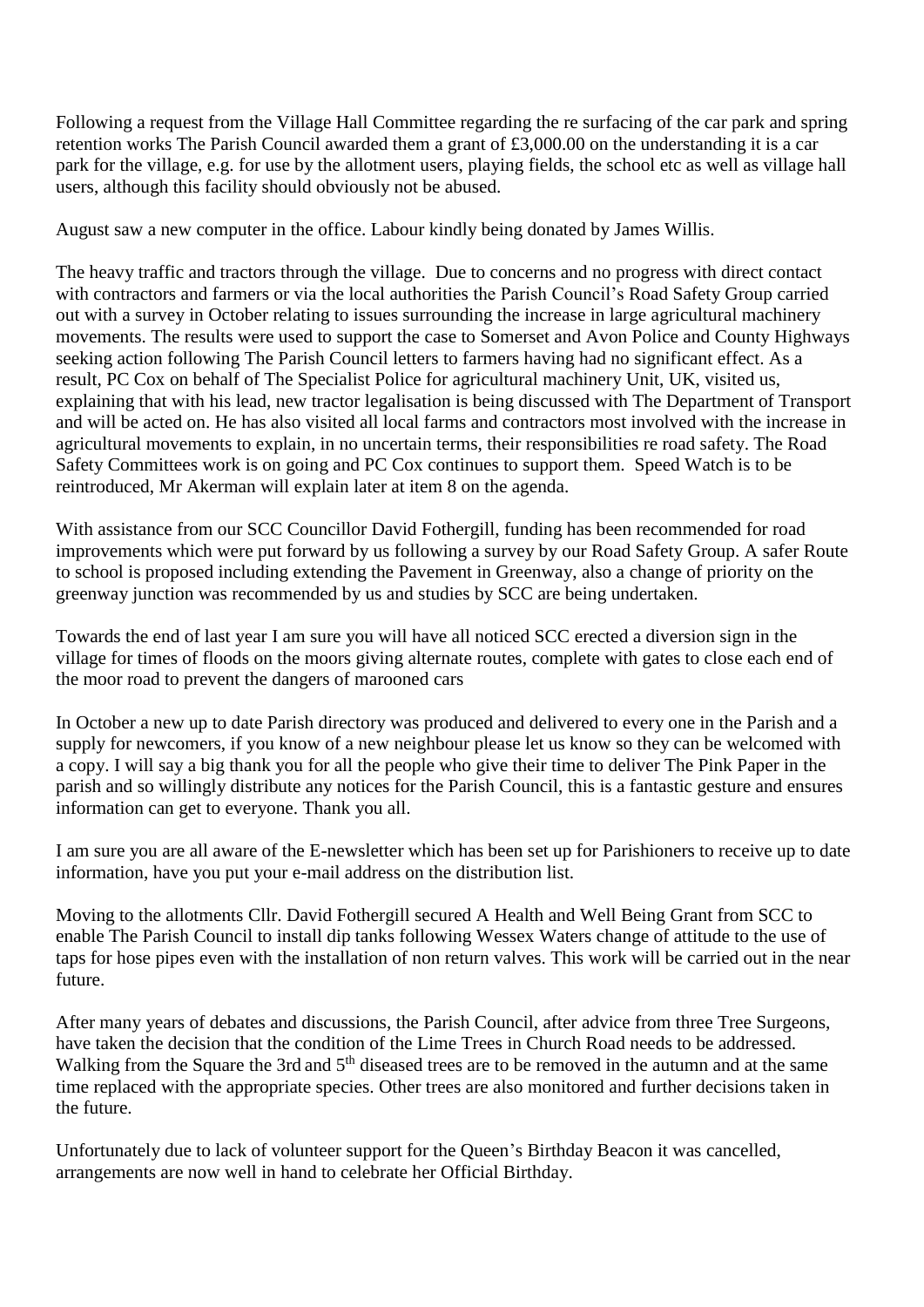Following a request from the Village Hall Committee regarding the re surfacing of the car park and spring retention works The Parish Council awarded them a grant of £3,000.00 on the understanding it is a car park for the village, e.g. for use by the allotment users, playing fields, the school etc as well as village hall users, although this facility should obviously not be abused.

August saw a new computer in the office. Labour kindly being donated by James Willis.

The heavy traffic and tractors through the village. Due to concerns and no progress with direct contact with contractors and farmers or via the local authorities the Parish Council's Road Safety Group carried out with a survey in October relating to issues surrounding the increase in large agricultural machinery movements. The results were used to support the case to Somerset and Avon Police and County Highways seeking action following The Parish Council letters to farmers having had no significant effect. As a result, PC Cox on behalf of The Specialist Police for agricultural machinery Unit, UK, visited us, explaining that with his lead, new tractor legalisation is being discussed with The Department of Transport and will be acted on. He has also visited all local farms and contractors most involved with the increase in agricultural movements to explain, in no uncertain terms, their responsibilities re road safety. The Road Safety Committees work is on going and PC Cox continues to support them. Speed Watch is to be reintroduced, Mr Akerman will explain later at item 8 on the agenda.

With assistance from our SCC Councillor David Fothergill, funding has been recommended for road improvements which were put forward by us following a survey by our Road Safety Group. A safer Route to school is proposed including extending the Pavement in Greenway, also a change of priority on the greenway junction was recommended by us and studies by SCC are being undertaken.

Towards the end of last year I am sure you will have all noticed SCC erected a diversion sign in the village for times of floods on the moors giving alternate routes, complete with gates to close each end of the moor road to prevent the dangers of marooned cars

In October a new up to date Parish directory was produced and delivered to every one in the Parish and a supply for newcomers, if you know of a new neighbour please let us know so they can be welcomed with a copy. I will say a big thank you for all the people who give their time to deliver The Pink Paper in the parish and so willingly distribute any notices for the Parish Council, this is a fantastic gesture and ensures information can get to everyone. Thank you all.

I am sure you are all aware of the E-newsletter which has been set up for Parishioners to receive up to date information, have you put your e-mail address on the distribution list.

Moving to the allotments Cllr. David Fothergill secured A Health and Well Being Grant from SCC to enable The Parish Council to install dip tanks following Wessex Waters change of attitude to the use of taps for hose pipes even with the installation of non return valves. This work will be carried out in the near future.

After many years of debates and discussions, the Parish Council, after advice from three Tree Surgeons, have taken the decision that the condition of the Lime Trees in Church Road needs to be addressed. Walking from the Square the 3rd and 5th diseased trees are to be removed in the autumn and at the same time replaced with the appropriate species. Other trees are also monitored and further decisions taken in the future.

Unfortunately due to lack of volunteer support for the Queen's Birthday Beacon it was cancelled, arrangements are now well in hand to celebrate her Official Birthday.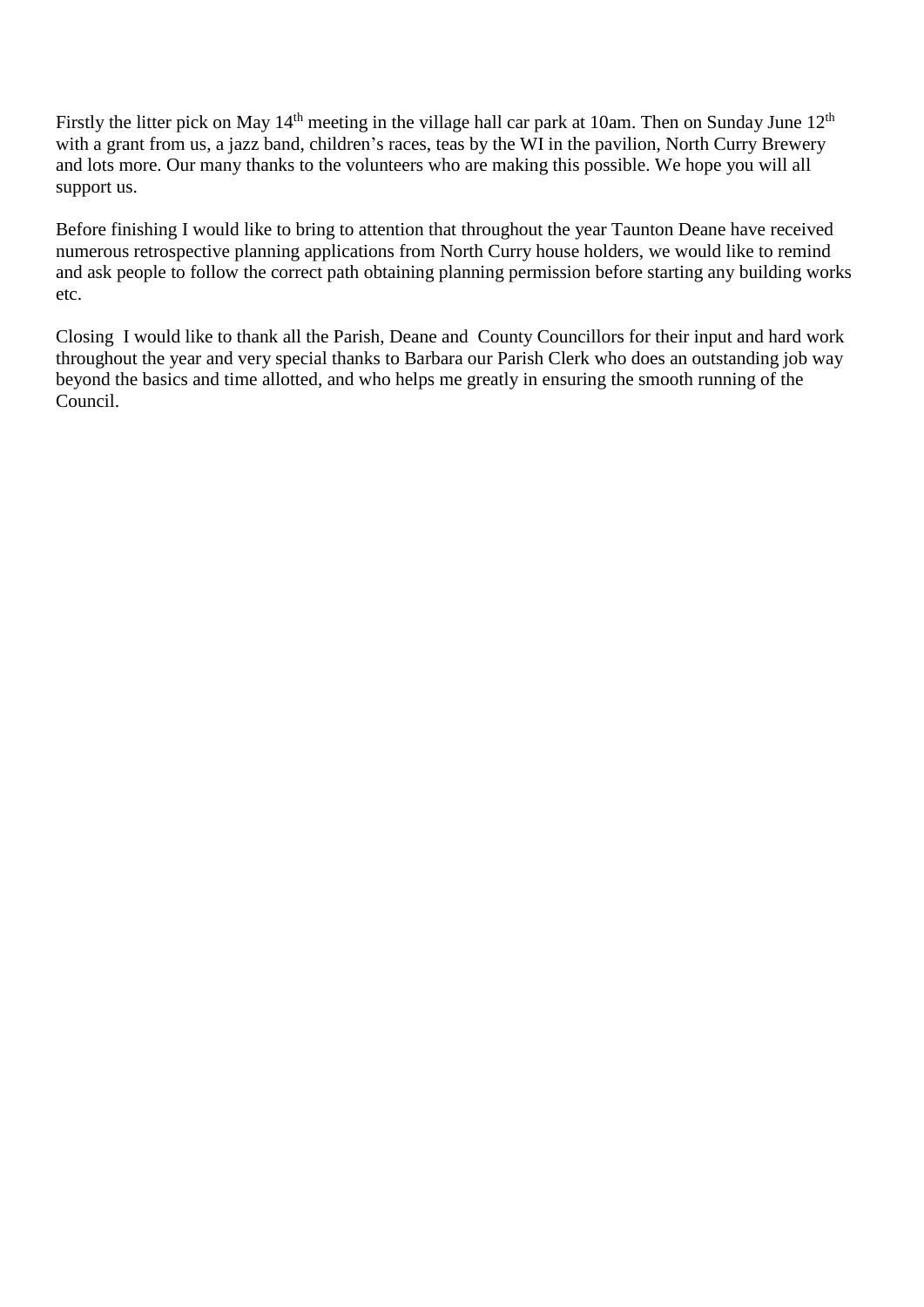Firstly the litter pick on May 14th meeting in the village hall car park at 10am. Then on Sunday June 12th with a grant from us, a jazz band, children's races, teas by the WI in the pavilion, North Curry Brewery and lots more. Our many thanks to the volunteers who are making this possible. We hope you will all support us.

Before finishing I would like to bring to attention that throughout the year Taunton Deane have received numerous retrospective planning applications from North Curry house holders, we would like to remind and ask people to follow the correct path obtaining planning permission before starting any building works etc.

Closing I would like to thank all the Parish, Deane and County Councillors for their input and hard work throughout the year and very special thanks to Barbara our Parish Clerk who does an outstanding job way beyond the basics and time allotted, and who helps me greatly in ensuring the smooth running of the Council.